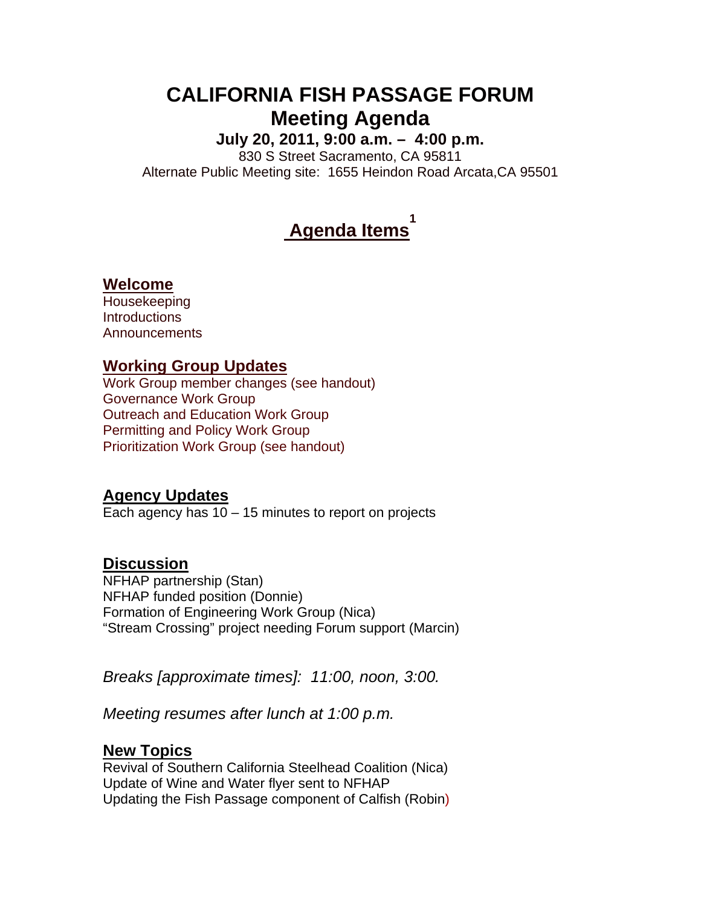# CALIFORNIA FISH PASSAGE FORUM
# Meeting Agenda

**July 20, 2011, 9:00 a.m. – 4:00 p.m.**

830 S Street Sacramento, CA 95811

Alternate Public Meeting site: 1655 Heindon Road Arcata,CA 95501

## Agenda Items[1]

### Welcome

Housekeeping
Introductions
Announcements

### Working Group Updates

Work Group member changes (see handout)
Governance Work Group
Outreach and Education Work Group
Permitting and Policy Work Group
Prioritization Work Group (see handout)

### Agency Updates

Each agency has 10 – 15 minutes to report on projects

### Discussion

NFHAP partnership (Stan)
NFHAP funded position (Donnie)
Formation of Engineering Work Group (Nica)
"Stream Crossing" project needing Forum support (Marcin)

*Breaks [approximate times]: 11:00, noon, 3:00.*

*Meeting resumes after lunch at 1:00 p.m.*

### New Topics

Revival of Southern California Steelhead Coalition (Nica)
Update of Wine and Water flyer sent to NFHAP
Updating the Fish Passage component of Calfish (Robin)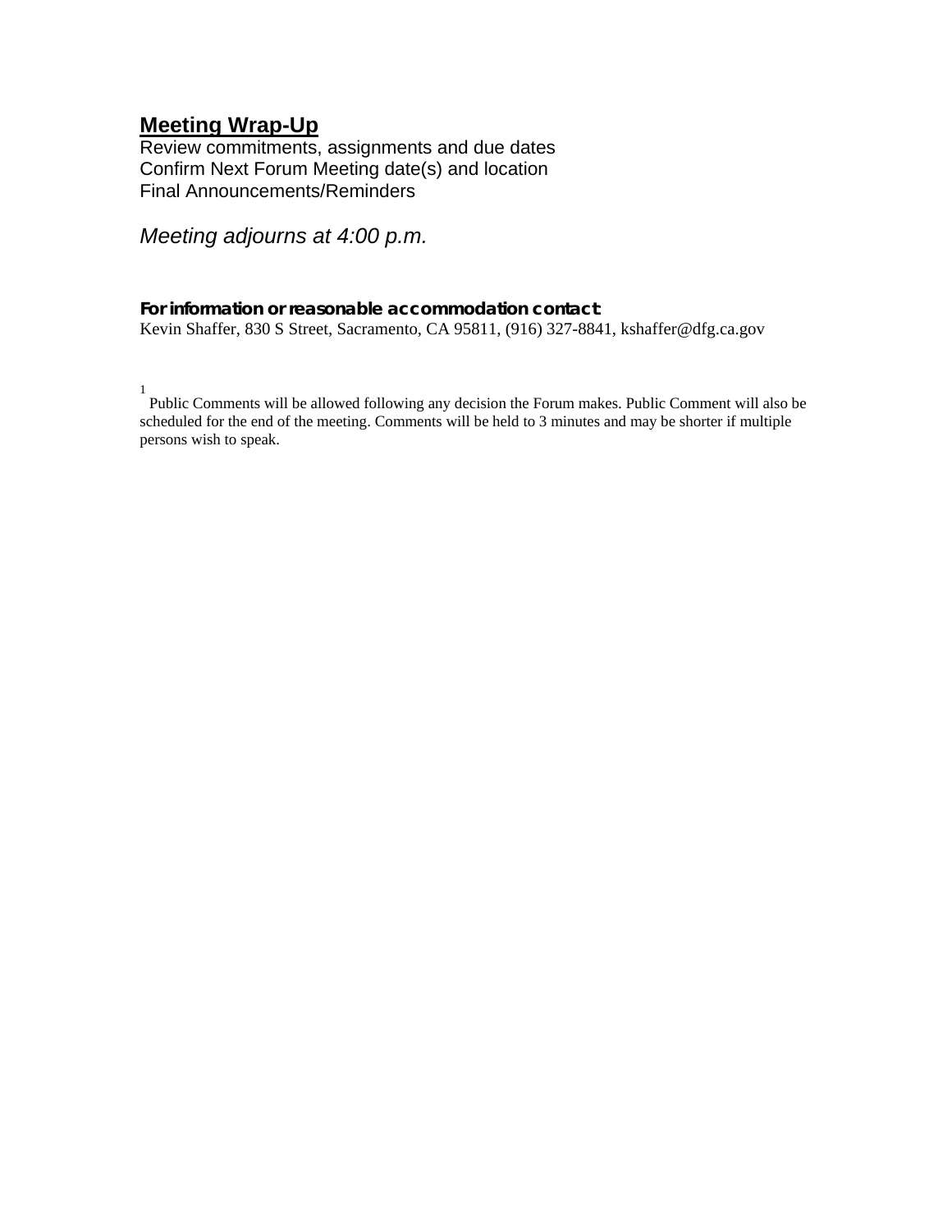## **Meeting Wrap-Up**

Review commitments, assignments and due dates
Confirm Next Forum Meeting date(s) and location
Final Announcements/Reminders

*Meeting adjourns at 4:00 p.m.*

**For information or reasonable accommodation contact:**
Kevin Shaffer, 830 S Street, Sacramento, CA 95811, (916) 327-8841, kshaffer@dfg.ca.gov

[1] Public Comments will be allowed following any decision the Forum makes. Public Comment will also be scheduled for the end of the meeting. Comments will be held to 3 minutes and may be shorter if multiple persons wish to speak.